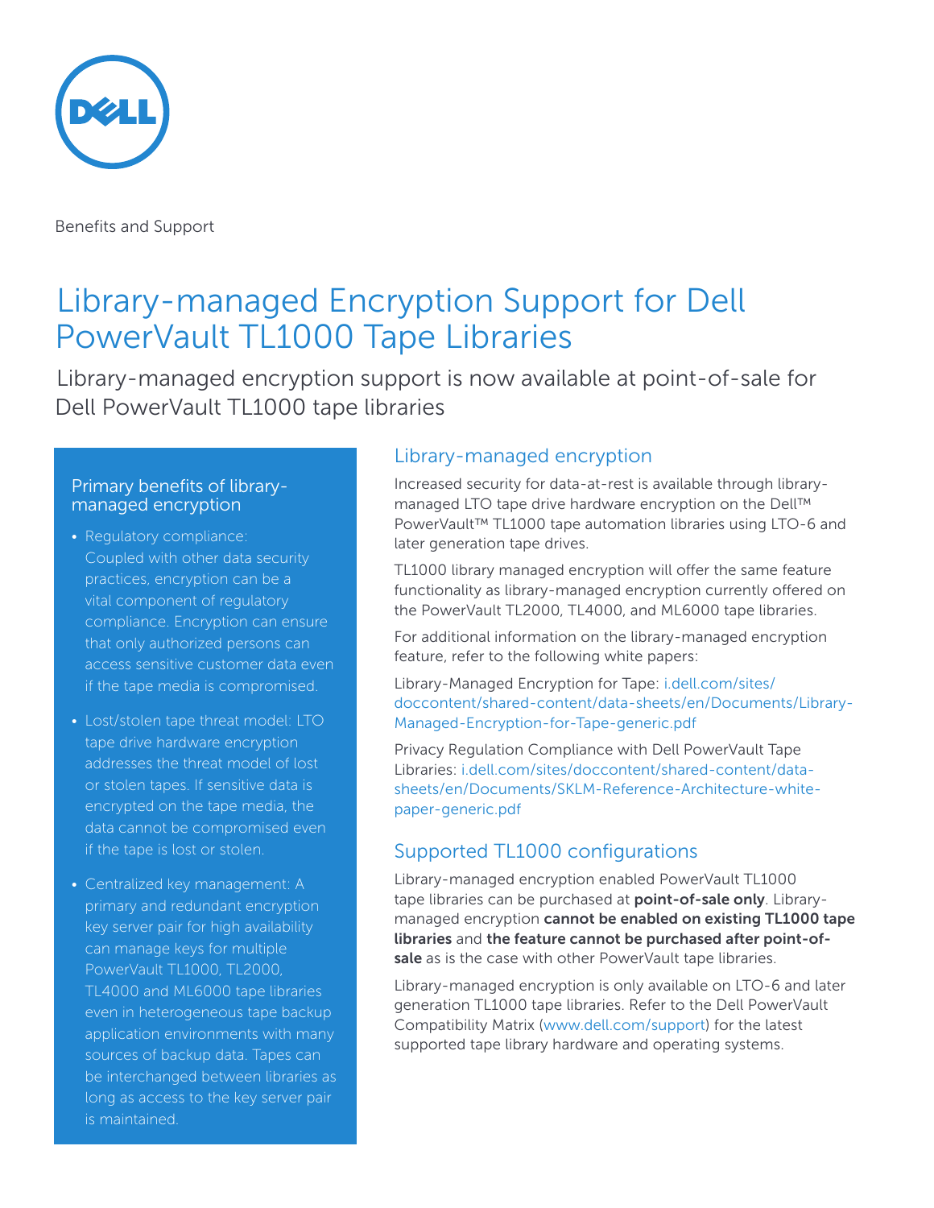Benefits and Support

# Library-managed Encryption Support for Dell PowerVault TL1000 Tape Libraries

Library-managed encryption support is now available at point-of-sale for Dell PowerVault TL1000 tape libraries

### Primary benefits of library-managed encryption

- Regulatory compliance: Coupled with other data security practices, encryption can be a vital component of regulatory compliance. Encryption can ensure that only authorized persons can access sensitive customer data even if the tape media is compromised.
- Lost/stolen tape threat model: LTO tape drive hardware encryption addresses the threat model of lost or stolen tapes. If sensitive data is encrypted on the tape media, the data cannot be compromised even if the tape is lost or stolen.
- Centralized key management: A primary and redundant encryption key server pair for high availability can manage keys for multiple PowerVault TL1000, TL2000, TL4000 and ML6000 tape libraries even in heterogeneous tape backup application environments with many sources of backup data. Tapes can be interchanged between libraries as long as access to the key server pair is maintained.

## Library-managed encryption

Increased security for data-at-rest is available through library-managed LTO tape drive hardware encryption on the Dell™ PowerVault™ TL1000 tape automation libraries using LTO-6 and later generation tape drives.

TL1000 library managed encryption will offer the same feature functionality as library-managed encryption currently offered on the PowerVault TL2000, TL4000, and ML6000 tape libraries.

For additional information on the library-managed encryption feature, refer to the following white papers:

Library-Managed Encryption for Tape: i.dell.com/sites/doccontent/shared-content/data-sheets/en/Documents/Library-Managed-Encryption-for-Tape-generic.pdf

Privacy Regulation Compliance with Dell PowerVault Tape Libraries: i.dell.com/sites/doccontent/shared-content/data-sheets/en/Documents/SKLM-Reference-Architecture-white-paper-generic.pdf

## Supported TL1000 configurations

Library-managed encryption enabled PowerVault TL1000 tape libraries can be purchased at **point-of-sale only**. Library-managed encryption **cannot be enabled on existing TL1000 tape libraries** and **the feature cannot be purchased after point-of-sale** as is the case with other PowerVault tape libraries.

Library-managed encryption is only available on LTO-6 and later generation TL1000 tape libraries. Refer to the Dell PowerVault Compatibility Matrix (www.dell.com/support) for the latest supported tape library hardware and operating systems.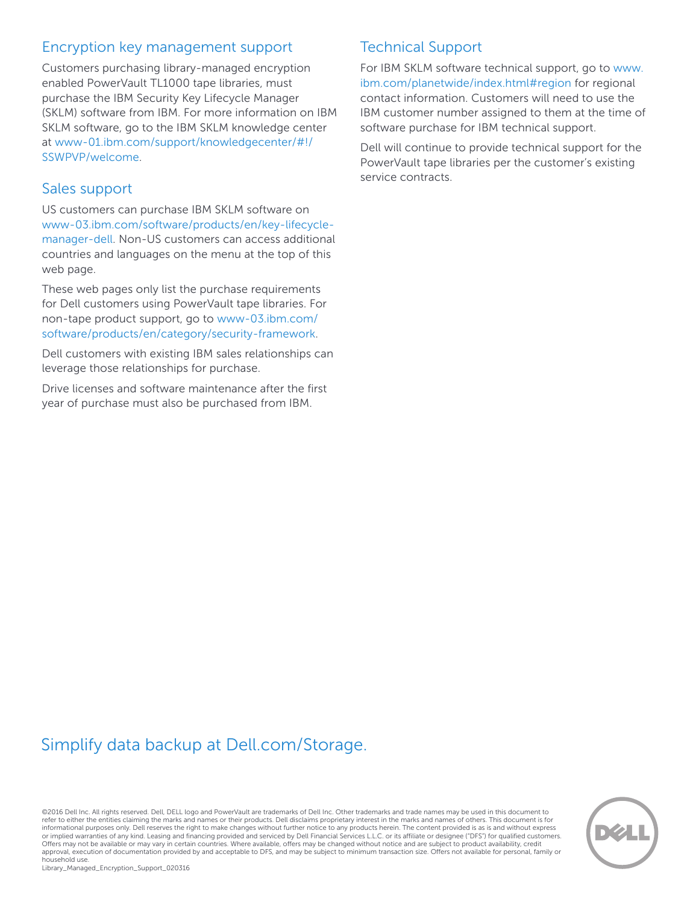## Encryption key management support

Customers purchasing library-managed encryption enabled PowerVault TL1000 tape libraries, must purchase the IBM Security Key Lifecycle Manager (SKLM) software from IBM. For more information on IBM SKLM software, go to the IBM SKLM knowledge center at www-01.ibm.com/support/knowledgecenter/#!/SSWPVP/welcome.

## Sales support

US customers can purchase IBM SKLM software on www-03.ibm.com/software/products/en/key-lifecycle-manager-dell. Non-US customers can access additional countries and languages on the menu at the top of this web page.

These web pages only list the purchase requirements for Dell customers using PowerVault tape libraries. For non-tape product support, go to www-03.ibm.com/software/products/en/category/security-framework.

Dell customers with existing IBM sales relationships can leverage those relationships for purchase.

Drive licenses and software maintenance after the first year of purchase must also be purchased from IBM.

## Technical Support

For IBM SKLM software technical support, go to www.ibm.com/planetwide/index.html#region for regional contact information. Customers will need to use the IBM customer number assigned to them at the time of software purchase for IBM technical support.

Dell will continue to provide technical support for the PowerVault tape libraries per the customer's existing service contracts.

## Simplify data backup at Dell.com/Storage.

©2016 Dell Inc. All rights reserved. Dell, DELL logo and PowerVault are trademarks of Dell Inc. Other trademarks and trade names may be used in this document to refer to either the entities claiming the marks and names or their products. Dell disclaims proprietary interest in the marks and names of others. This document is for informational purposes only. Dell reserves the right to make changes without further notice to any products herein. The content provided is as is and without express or implied warranties of any kind. Leasing and financing provided and serviced by Dell Financial Services L.L.C. or its affiliate or designee ("DFS") for qualified customers. Offers may not be available or may vary in certain countries. Where available, offers may be changed without notice and are subject to product availability, credit approval, execution of documentation provided by and acceptable to DFS, and may be subject to minimum transaction size. Offers not available for personal, family or household use.
Library_Managed_Encryption_Support_020316